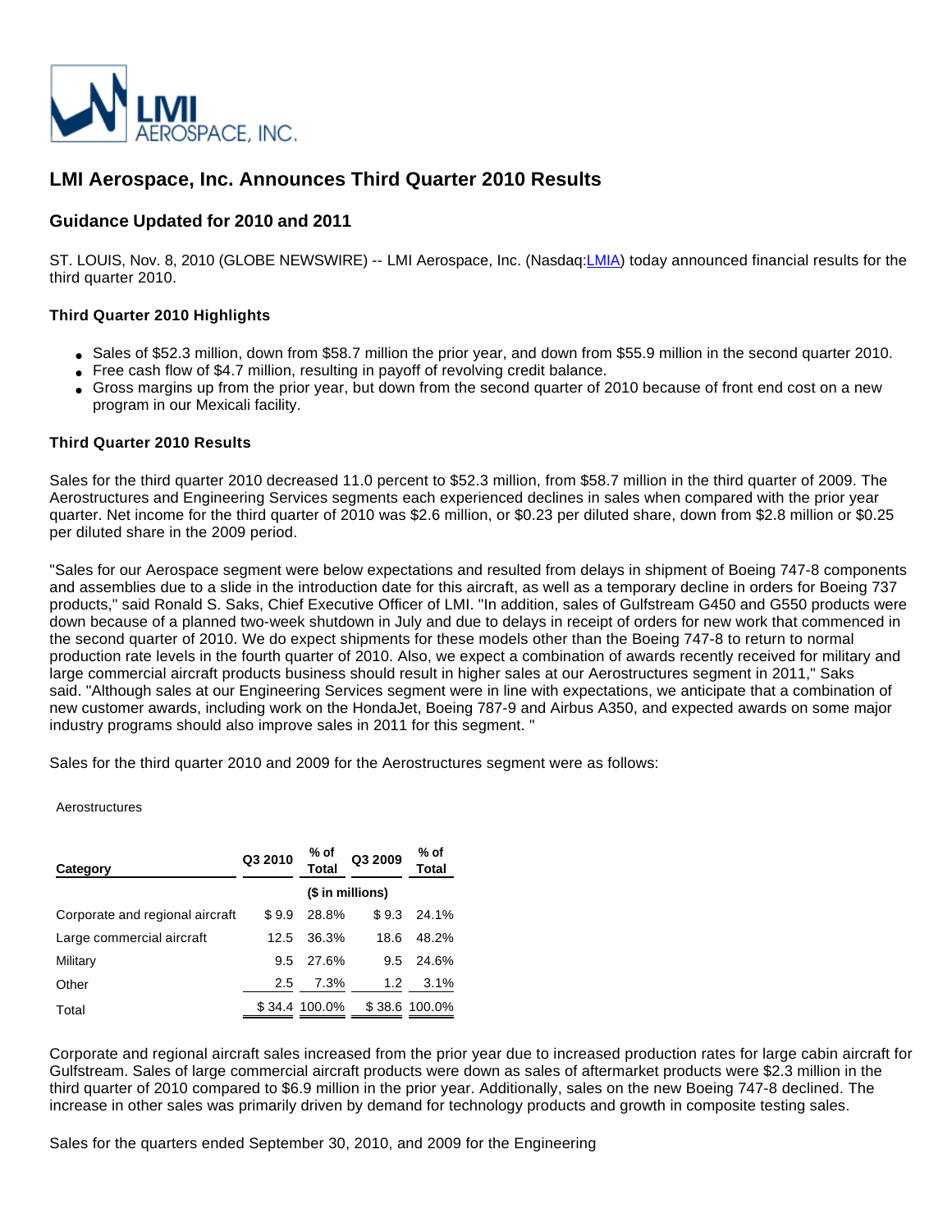LMI AEROSPACE, INC.

# LMI Aerospace, Inc. Announces Third Quarter 2010 Results

## Guidance Updated for 2010 and 2011

ST. LOUIS, Nov. 8, 2010 (GLOBE NEWSWIRE) -- LMI Aerospace, Inc. (Nasdaq:LMIA) today announced financial results for the third quarter 2010.

### Third Quarter 2010 Highlights

- Sales of $52.3 million, down from $58.7 million the prior year, and down from $55.9 million in the second quarter 2010.
- Free cash flow of $4.7 million, resulting in payoff of revolving credit balance.
- Gross margins up from the prior year, but down from the second quarter of 2010 because of front end cost on a new program in our Mexicali facility.

### Third Quarter 2010 Results

Sales for the third quarter 2010 decreased 11.0 percent to $52.3 million, from $58.7 million in the third quarter of 2009. The Aerostructures and Engineering Services segments each experienced declines in sales when compared with the prior year quarter. Net income for the third quarter of 2010 was $2.6 million, or $0.23 per diluted share, down from $2.8 million or $0.25 per diluted share in the 2009 period.

"Sales for our Aerospace segment were below expectations and resulted from delays in shipment of Boeing 747-8 components and assemblies due to a slide in the introduction date for this aircraft, as well as a temporary decline in orders for Boeing 737 products," said Ronald S. Saks, Chief Executive Officer of LMI. "In addition, sales of Gulfstream G450 and G550 products were down because of a planned two-week shutdown in July and due to delays in receipt of orders for new work that commenced in the second quarter of 2010. We do expect shipments for these models other than the Boeing 747-8 to return to normal production rate levels in the fourth quarter of 2010. Also, we expect a combination of awards recently received for military and large commercial aircraft products business should result in higher sales at our Aerostructures segment in 2011," Saks said. "Although sales at our Engineering Services segment were in line with expectations, we anticipate that a combination of new customer awards, including work on the HondaJet, Boeing 787-9 and Airbus A350, and expected awards on some major industry programs should also improve sales in 2011 for this segment. "

Sales for the third quarter 2010 and 2009 for the Aerostructures segment were as follows:

Aerostructures

| Category | Q3 2010 | % of Total | Q3 2009 | % of Total |
|---|---|---|---|---|
| | ($ in millions) | | | |
| Corporate and regional aircraft | $ 9.9 | 28.8% | $ 9.3 | 24.1% |
| Large commercial aircraft | 12.5 | 36.3% | 18.6 | 48.2% |
| Military | 9.5 | 27.6% | 9.5 | 24.6% |
| Other | 2.5 | 7.3% | 1.2 | 3.1% |
| Total | $ 34.4 | 100.0% | $ 38.6 | 100.0% |

Corporate and regional aircraft sales increased from the prior year due to increased production rates for large cabin aircraft for Gulfstream. Sales of large commercial aircraft products were down as sales of aftermarket products were $2.3 million in the third quarter of 2010 compared to $6.9 million in the prior year. Additionally, sales on the new Boeing 747-8 declined. The increase in other sales was primarily driven by demand for technology products and growth in composite testing sales.

Sales for the quarters ended September 30, 2010, and 2009 for the Engineering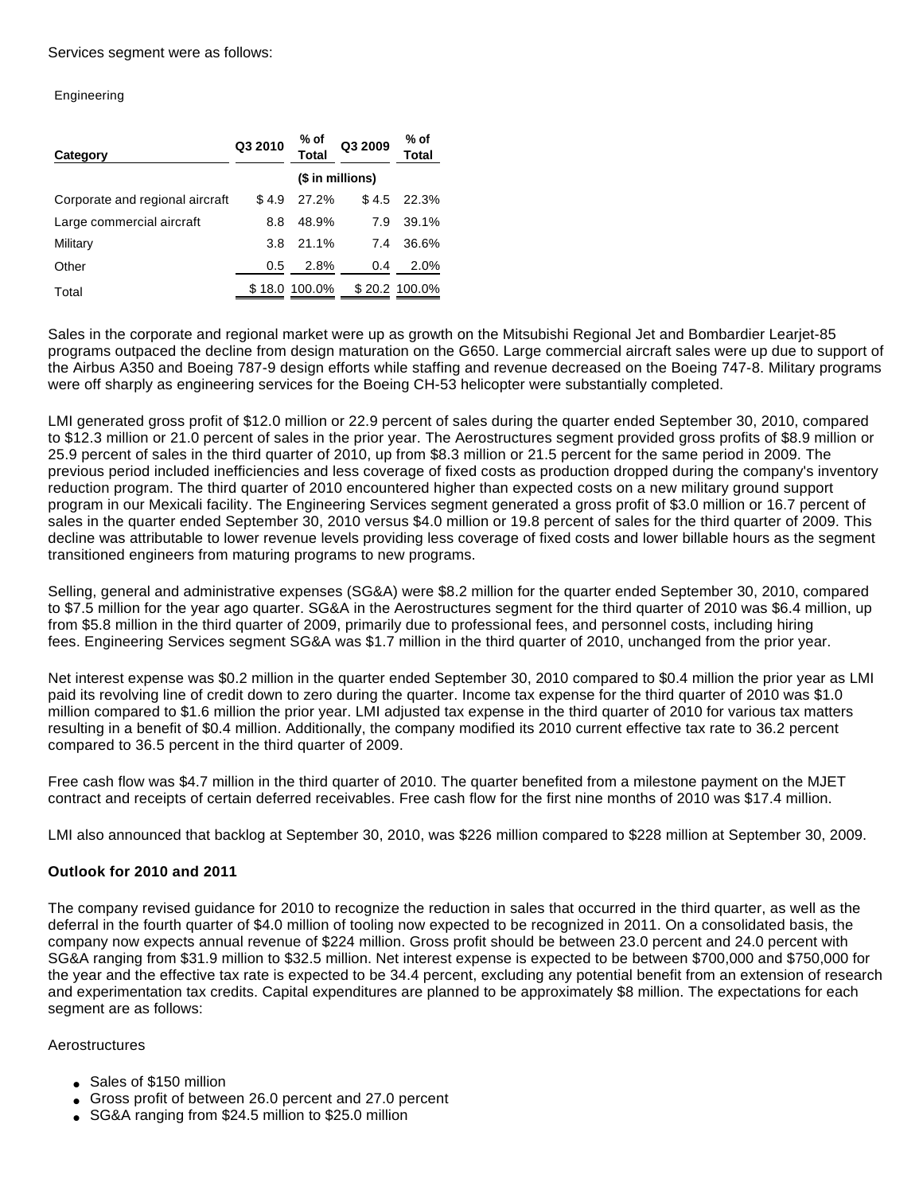Services segment were as follows:

Engineering

| Category | Q3 2010 | % of Total | Q3 2009 | % of Total |
|---|---|---|---|---|
| | ($ in millions) | | | |
| Corporate and regional aircraft | $ 4.9 | 27.2% | $ 4.5 | 22.3% |
| Large commercial aircraft | 8.8 | 48.9% | 7.9 | 39.1% |
| Military | 3.8 | 21.1% | 7.4 | 36.6% |
| Other | 0.5 | 2.8% | 0.4 | 2.0% |
| Total | $ 18.0 | 100.0% | $ 20.2 | 100.0% |

Sales in the corporate and regional market were up as growth on the Mitsubishi Regional Jet and Bombardier Learjet-85 programs outpaced the decline from design maturation on the G650. Large commercial aircraft sales were up due to support of the Airbus A350 and Boeing 787-9 design efforts while staffing and revenue decreased on the Boeing 747-8. Military programs were off sharply as engineering services for the Boeing CH-53 helicopter were substantially completed.

LMI generated gross profit of $12.0 million or 22.9 percent of sales during the quarter ended September 30, 2010, compared to $12.3 million or 21.0 percent of sales in the prior year. The Aerostructures segment provided gross profits of $8.9 million or 25.9 percent of sales in the third quarter of 2010, up from $8.3 million or 21.5 percent for the same period in 2009. The previous period included inefficiencies and less coverage of fixed costs as production dropped during the company's inventory reduction program. The third quarter of 2010 encountered higher than expected costs on a new military ground support program in our Mexicali facility. The Engineering Services segment generated a gross profit of $3.0 million or 16.7 percent of sales in the quarter ended September 30, 2010 versus $4.0 million or 19.8 percent of sales for the third quarter of 2009. This decline was attributable to lower revenue levels providing less coverage of fixed costs and lower billable hours as the segment transitioned engineers from maturing programs to new programs.

Selling, general and administrative expenses (SG&A) were $8.2 million for the quarter ended September 30, 2010, compared to $7.5 million for the year ago quarter. SG&A in the Aerostructures segment for the third quarter of 2010 was $6.4 million, up from $5.8 million in the third quarter of 2009, primarily due to professional fees, and personnel costs, including hiring fees. Engineering Services segment SG&A was $1.7 million in the third quarter of 2010, unchanged from the prior year.

Net interest expense was $0.2 million in the quarter ended September 30, 2010 compared to $0.4 million the prior year as LMI paid its revolving line of credit down to zero during the quarter. Income tax expense for the third quarter of 2010 was $1.0 million compared to $1.6 million the prior year. LMI adjusted tax expense in the third quarter of 2010 for various tax matters resulting in a benefit of $0.4 million. Additionally, the company modified its 2010 current effective tax rate to 36.2 percent compared to 36.5 percent in the third quarter of 2009.

Free cash flow was $4.7 million in the third quarter of 2010. The quarter benefited from a milestone payment on the MJET contract and receipts of certain deferred receivables. Free cash flow for the first nine months of 2010 was $17.4 million.

LMI also announced that backlog at September 30, 2010, was $226 million compared to $228 million at September 30, 2009.

**Outlook for 2010 and 2011**

The company revised guidance for 2010 to recognize the reduction in sales that occurred in the third quarter, as well as the deferral in the fourth quarter of $4.0 million of tooling now expected to be recognized in 2011. On a consolidated basis, the company now expects annual revenue of $224 million. Gross profit should be between 23.0 percent and 24.0 percent with SG&A ranging from $31.9 million to $32.5 million. Net interest expense is expected to be between $700,000 and $750,000 for the year and the effective tax rate is expected to be 34.4 percent, excluding any potential benefit from an extension of research and experimentation tax credits. Capital expenditures are planned to be approximately $8 million. The expectations for each segment are as follows:

Aerostructures

- Sales of $150 million
- Gross profit of between 26.0 percent and 27.0 percent
- SG&A ranging from $24.5 million to $25.0 million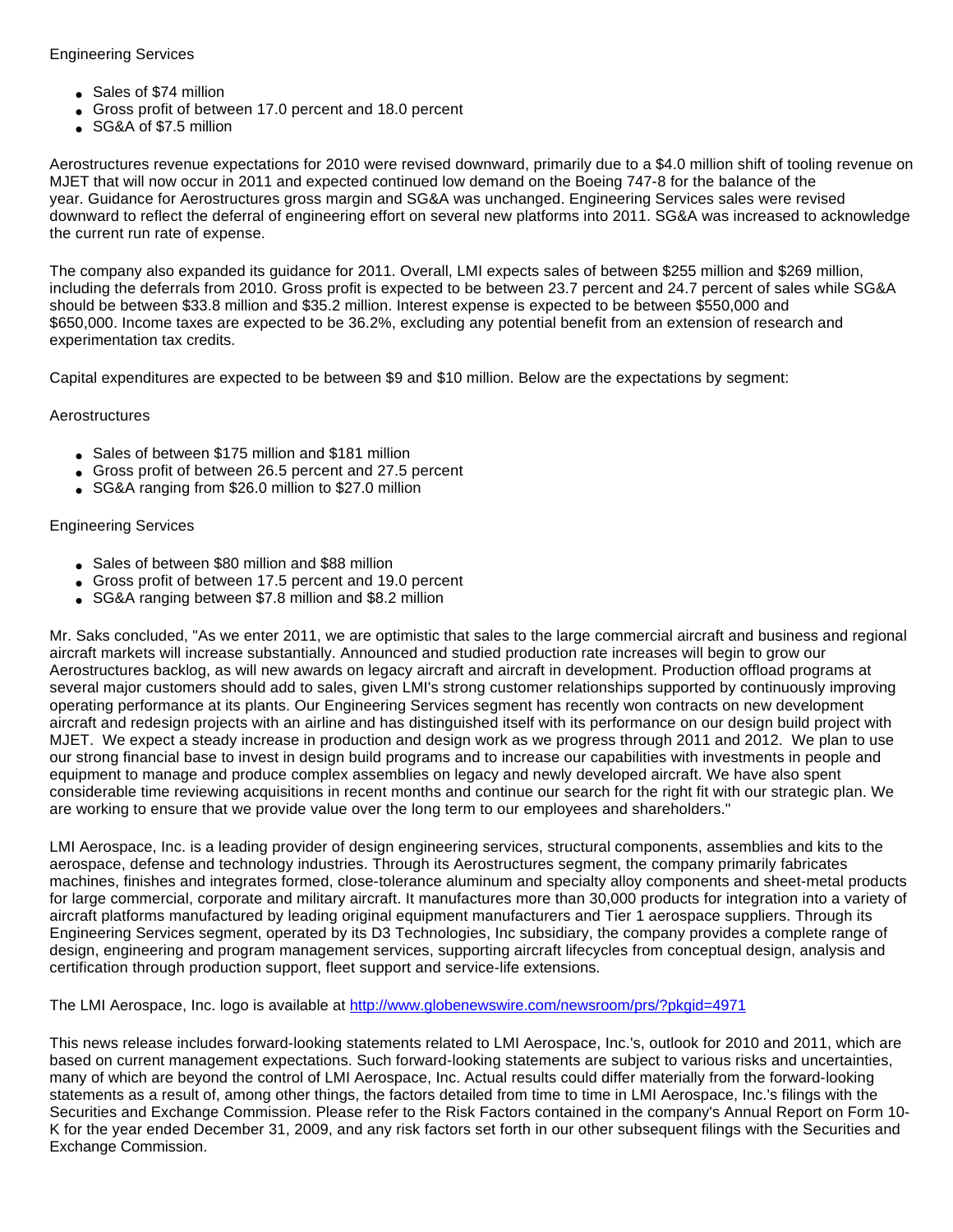Engineering Services

- Sales of $74 million
- Gross profit of between 17.0 percent and 18.0 percent
- SG&A of $7.5 million

Aerostructures revenue expectations for 2010 were revised downward, primarily due to a $4.0 million shift of tooling revenue on MJET that will now occur in 2011 and expected continued low demand on the Boeing 747-8 for the balance of the year. Guidance for Aerostructures gross margin and SG&A was unchanged. Engineering Services sales were revised downward to reflect the deferral of engineering effort on several new platforms into 2011. SG&A was increased to acknowledge the current run rate of expense.

The company also expanded its guidance for 2011. Overall, LMI expects sales of between $255 million and $269 million, including the deferrals from 2010. Gross profit is expected to be between 23.7 percent and 24.7 percent of sales while SG&A should be between $33.8 million and $35.2 million. Interest expense is expected to be between $550,000 and $650,000. Income taxes are expected to be 36.2%, excluding any potential benefit from an extension of research and experimentation tax credits.

Capital expenditures are expected to be between $9 and $10 million. Below are the expectations by segment:

Aerostructures

- Sales of between $175 million and $181 million
- Gross profit of between 26.5 percent and 27.5 percent
- SG&A ranging from $26.0 million to $27.0 million

Engineering Services

- Sales of between $80 million and $88 million
- Gross profit of between 17.5 percent and 19.0 percent
- SG&A ranging between $7.8 million and $8.2 million

Mr. Saks concluded, "As we enter 2011, we are optimistic that sales to the large commercial aircraft and business and regional aircraft markets will increase substantially. Announced and studied production rate increases will begin to grow our Aerostructures backlog, as will new awards on legacy aircraft and aircraft in development. Production offload programs at several major customers should add to sales, given LMI's strong customer relationships supported by continuously improving operating performance at its plants. Our Engineering Services segment has recently won contracts on new development aircraft and redesign projects with an airline and has distinguished itself with its performance on our design build project with MJET. We expect a steady increase in production and design work as we progress through 2011 and 2012. We plan to use our strong financial base to invest in design build programs and to increase our capabilities with investments in people and equipment to manage and produce complex assemblies on legacy and newly developed aircraft. We have also spent considerable time reviewing acquisitions in recent months and continue our search for the right fit with our strategic plan. We are working to ensure that we provide value over the long term to our employees and shareholders."

LMI Aerospace, Inc. is a leading provider of design engineering services, structural components, assemblies and kits to the aerospace, defense and technology industries. Through its Aerostructures segment, the company primarily fabricates machines, finishes and integrates formed, close-tolerance aluminum and specialty alloy components and sheet-metal products for large commercial, corporate and military aircraft. It manufactures more than 30,000 products for integration into a variety of aircraft platforms manufactured by leading original equipment manufacturers and Tier 1 aerospace suppliers. Through its Engineering Services segment, operated by its D3 Technologies, Inc subsidiary, the company provides a complete range of design, engineering and program management services, supporting aircraft lifecycles from conceptual design, analysis and certification through production support, fleet support and service-life extensions.

The LMI Aerospace, Inc. logo is available at [http://www.globenewswire.com/newsroom/prs/?pkgid=4971](http://www.globenewswire.com/newsroom/prs/?pkgid=4971)

This news release includes forward-looking statements related to LMI Aerospace, Inc.'s, outlook for 2010 and 2011, which are based on current management expectations. Such forward-looking statements are subject to various risks and uncertainties, many of which are beyond the control of LMI Aerospace, Inc. Actual results could differ materially from the forward-looking statements as a result of, among other things, the factors detailed from time to time in LMI Aerospace, Inc.'s filings with the Securities and Exchange Commission. Please refer to the Risk Factors contained in the company's Annual Report on Form 10-K for the year ended December 31, 2009, and any risk factors set forth in our other subsequent filings with the Securities and Exchange Commission.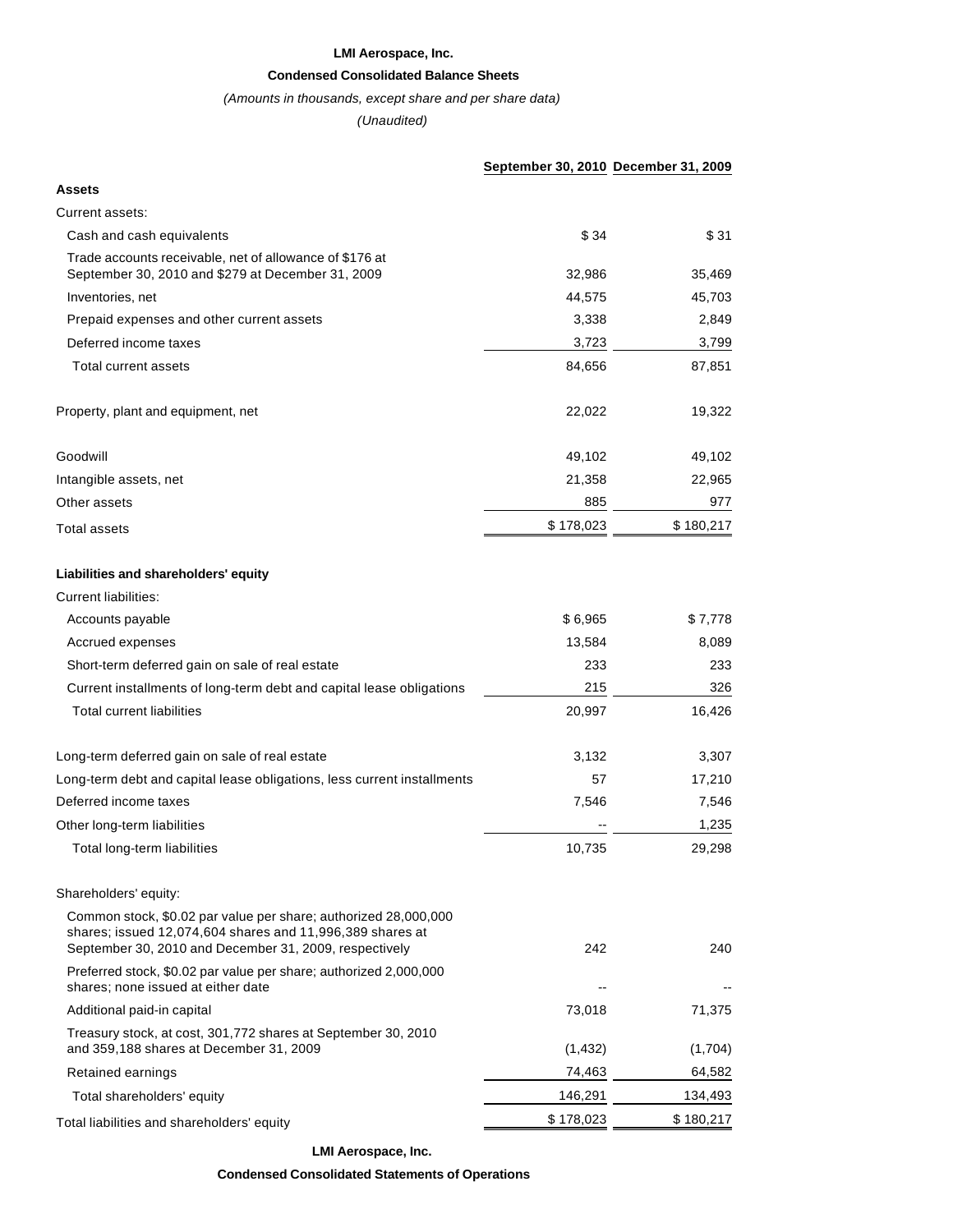**LMI Aerospace, Inc.**

**Condensed Consolidated Balance Sheets**

*(Amounts in thousands, except share and per share data)*

*(Unaudited)*

| | September 30, 2010 | December 31, 2009 |
|---|---|---|
| **Assets** | | |
| Current assets: | | |
| Cash and cash equivalents | $ 34 | $ 31 |
| Trade accounts receivable, net of allowance of $176 at September 30, 2010 and $279 at December 31, 2009 | 32,986 | 35,469 |
| Inventories, net | 44,575 | 45,703 |
| Prepaid expenses and other current assets | 3,338 | 2,849 |
| Deferred income taxes | 3,723 | 3,799 |
| Total current assets | 84,656 | 87,851 |
| | | |
| Property, plant and equipment, net | 22,022 | 19,322 |
| | | |
| Goodwill | 49,102 | 49,102 |
| Intangible assets, net | 21,358 | 22,965 |
| Other assets | 885 | 977 |
| Total assets | $ 178,023 | $ 180,217 |
| | | |
| **Liabilities and shareholders' equity** | | |
| Current liabilities: | | |
| Accounts payable | $ 6,965 | $ 7,778 |
| Accrued expenses | 13,584 | 8,089 |
| Short-term deferred gain on sale of real estate | 233 | 233 |
| Current installments of long-term debt and capital lease obligations | 215 | 326 |
| Total current liabilities | 20,997 | 16,426 |
| | | |
| Long-term deferred gain on sale of real estate | 3,132 | 3,307 |
| Long-term debt and capital lease obligations, less current installments | 57 | 17,210 |
| Deferred income taxes | 7,546 | 7,546 |
| Other long-term liabilities | -- | 1,235 |
| Total long-term liabilities | 10,735 | 29,298 |
| | | |
| Shareholders' equity: | | |
| Common stock, $0.02 par value per share; authorized 28,000,000 shares; issued 12,074,604 shares and 11,996,389 shares at September 30, 2010 and December 31, 2009, respectively | 242 | 240 |
| Preferred stock, $0.02 par value per share; authorized 2,000,000 shares; none issued at either date | -- | -- |
| Additional paid-in capital | 73,018 | 71,375 |
| Treasury stock, at cost, 301,772 shares at September 30, 2010 and 359,188 shares at December 31, 2009 | (1,432) | (1,704) |
| Retained earnings | 74,463 | 64,582 |
| Total shareholders' equity | 146,291 | 134,493 |
| Total liabilities and shareholders' equity | $ 178,023 | $ 180,217 |

**LMI Aerospace, Inc.**

**Condensed Consolidated Statements of Operations**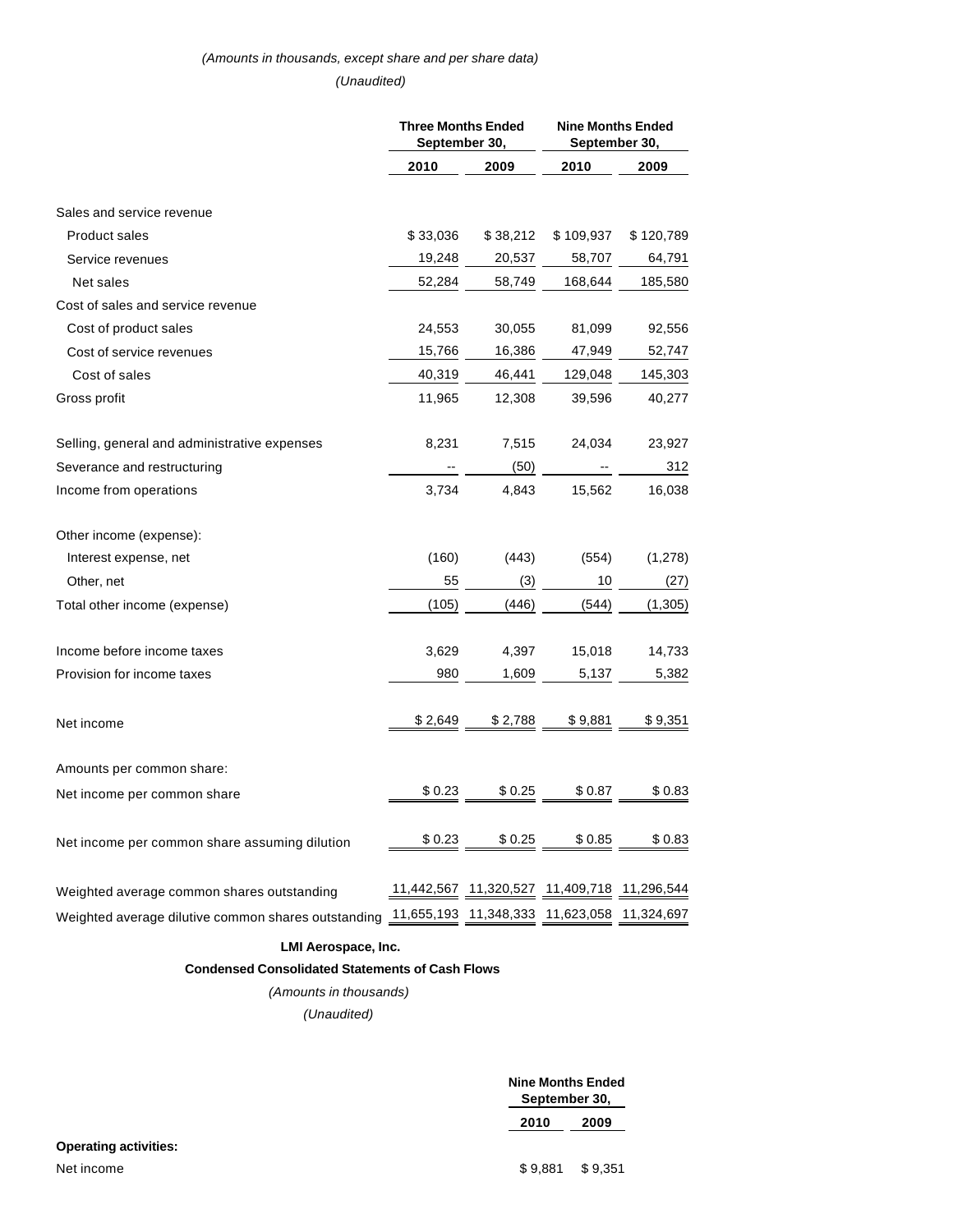*(Amounts in thousands, except share and per share data)*

*(Unaudited)*

| | Three Months Ended September 30, | | Nine Months Ended September 30, | |
|---|---|---|---|---|
| | 2010 | 2009 | 2010 | 2009 |
| Sales and service revenue | | | | |
| Product sales | $ 33,036 | $ 38,212 | $ 109,937 | $ 120,789 |
| Service revenues | 19,248 | 20,537 | 58,707 | 64,791 |
| Net sales | 52,284 | 58,749 | 168,644 | 185,580 |
| Cost of sales and service revenue | | | | |
| Cost of product sales | 24,553 | 30,055 | 81,099 | 92,556 |
| Cost of service revenues | 15,766 | 16,386 | 47,949 | 52,747 |
| Cost of sales | 40,319 | 46,441 | 129,048 | 145,303 |
| Gross profit | 11,965 | 12,308 | 39,596 | 40,277 |
| Selling, general and administrative expenses | 8,231 | 7,515 | 24,034 | 23,927 |
| Severance and restructuring | -- | (50) | -- | 312 |
| Income from operations | 3,734 | 4,843 | 15,562 | 16,038 |
| Other income (expense): | | | | |
| Interest expense, net | (160) | (443) | (554) | (1,278) |
| Other, net | 55 | (3) | 10 | (27) |
| Total other income (expense) | (105) | (446) | (544) | (1,305) |
| Income before income taxes | 3,629 | 4,397 | 15,018 | 14,733 |
| Provision for income taxes | 980 | 1,609 | 5,137 | 5,382 |
| Net income | $ 2,649 | $ 2,788 | $ 9,881 | $ 9,351 |
| Amounts per common share: | | | | |
| Net income per common share | $ 0.23 | $ 0.25 | $ 0.87 | $ 0.83 |
| Net income per common share assuming dilution | $ 0.23 | $ 0.25 | $ 0.85 | $ 0.83 |
| Weighted average common shares outstanding | 11,442,567 | 11,320,527 | 11,409,718 | 11,296,544 |
| Weighted average dilutive common shares outstanding | 11,655,193 | 11,348,333 | 11,623,058 | 11,324,697 |

**LMI Aerospace, Inc.**

**Condensed Consolidated Statements of Cash Flows**

*(Amounts in thousands)*

*(Unaudited)*

| | Nine Months Ended September 30, | |
|---|---|---|
| | 2010 | 2009 |
| **Operating activities:** | | |
| Net income | $ 9,881 | $ 9,351 |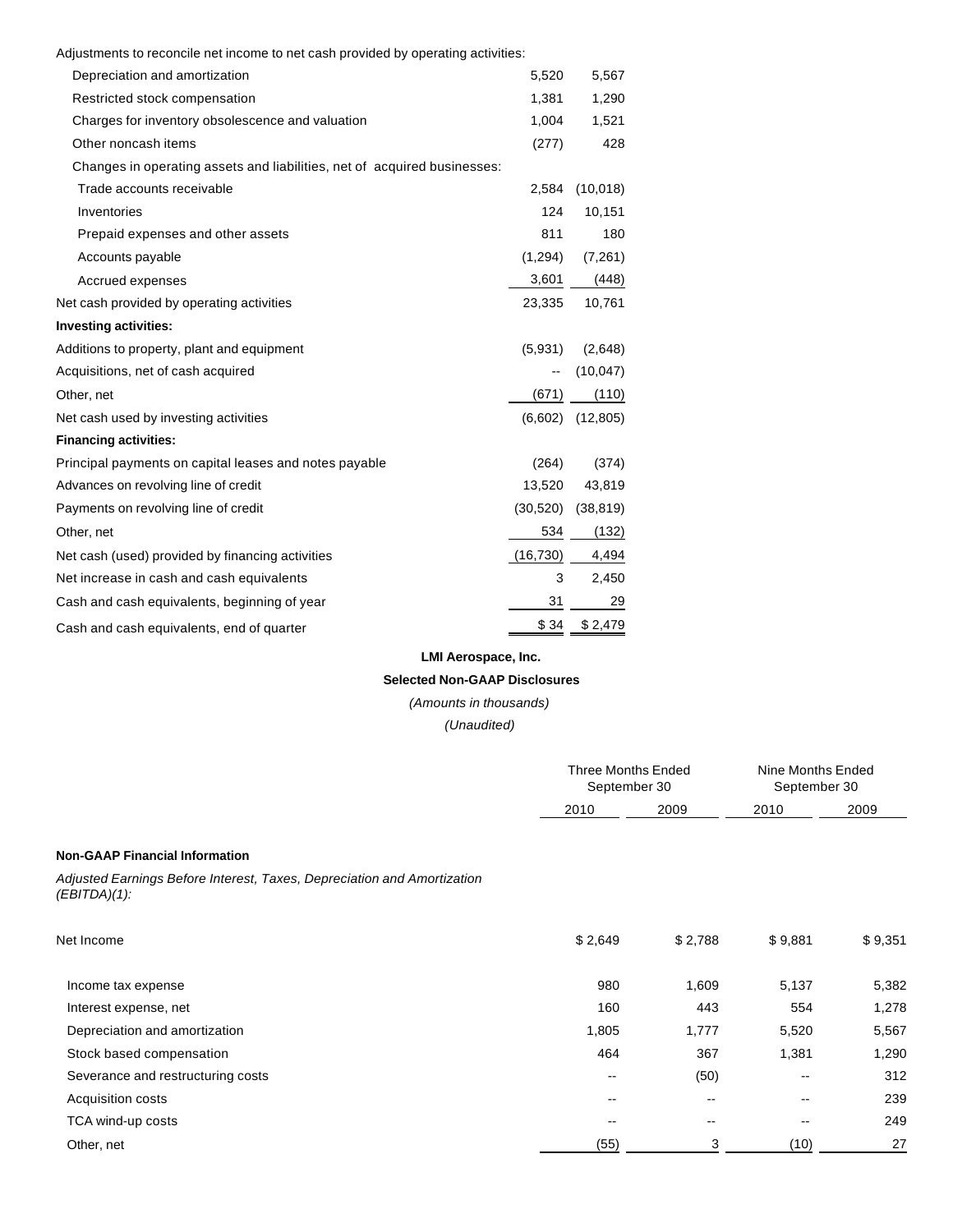| | | |
|---|---|---|
| Adjustments to reconcile net income to net cash provided by operating activities: | | |
| Depreciation and amortization | 5,520 | 5,567 |
| Restricted stock compensation | 1,381 | 1,290 |
| Charges for inventory obsolescence and valuation | 1,004 | 1,521 |
| Other noncash items | (277) | 428 |
| Changes in operating assets and liabilities, net of acquired businesses: | | |
| Trade accounts receivable | 2,584 | (10,018) |
| Inventories | 124 | 10,151 |
| Prepaid expenses and other assets | 811 | 180 |
| Accounts payable | (1,294) | (7,261) |
| Accrued expenses | 3,601 | (448) |
| Net cash provided by operating activities | 23,335 | 10,761 |
| **Investing activities:** | | |
| Additions to property, plant and equipment | (5,931) | (2,648) |
| Acquisitions, net of cash acquired | -- | (10,047) |
| Other, net | (671) | (110) |
| Net cash used by investing activities | (6,602) | (12,805) |
| **Financing activities:** | | |
| Principal payments on capital leases and notes payable | (264) | (374) |
| Advances on revolving line of credit | 13,520 | 43,819 |
| Payments on revolving line of credit | (30,520) | (38,819) |
| Other, net | 534 | (132) |
| Net cash (used) provided by financing activities | (16,730) | 4,494 |
| Net increase in cash and cash equivalents | 3 | 2,450 |
| Cash and cash equivalents, beginning of year | 31 | 29 |
| Cash and cash equivalents, end of quarter | $ 34 | $ 2,479 |

**LMI Aerospace, Inc.**

**Selected Non-GAAP Disclosures**

*(Amounts in thousands)*

*(Unaudited)*

| | Three Months Ended September 30 | | Nine Months Ended September 30 | |
|---|---|---|---|---|
| | 2010 | 2009 | 2010 | 2009 |
| **Non-GAAP Financial Information** | | | | |
| *Adjusted Earnings Before Interest, Taxes, Depreciation and Amortization (EBITDA)(1):* | | | | |
| Net Income | $ 2,649 | $ 2,788 | $ 9,881 | $ 9,351 |
| Income tax expense | 980 | 1,609 | 5,137 | 5,382 |
| Interest expense, net | 160 | 443 | 554 | 1,278 |
| Depreciation and amortization | 1,805 | 1,777 | 5,520 | 5,567 |
| Stock based compensation | 464 | 367 | 1,381 | 1,290 |
| Severance and restructuring costs | -- | (50) | -- | 312 |
| Acquisition costs | -- | -- | -- | 239 |
| TCA wind-up costs | -- | -- | -- | 249 |
| Other, net | (55) | 3 | (10) | 27 |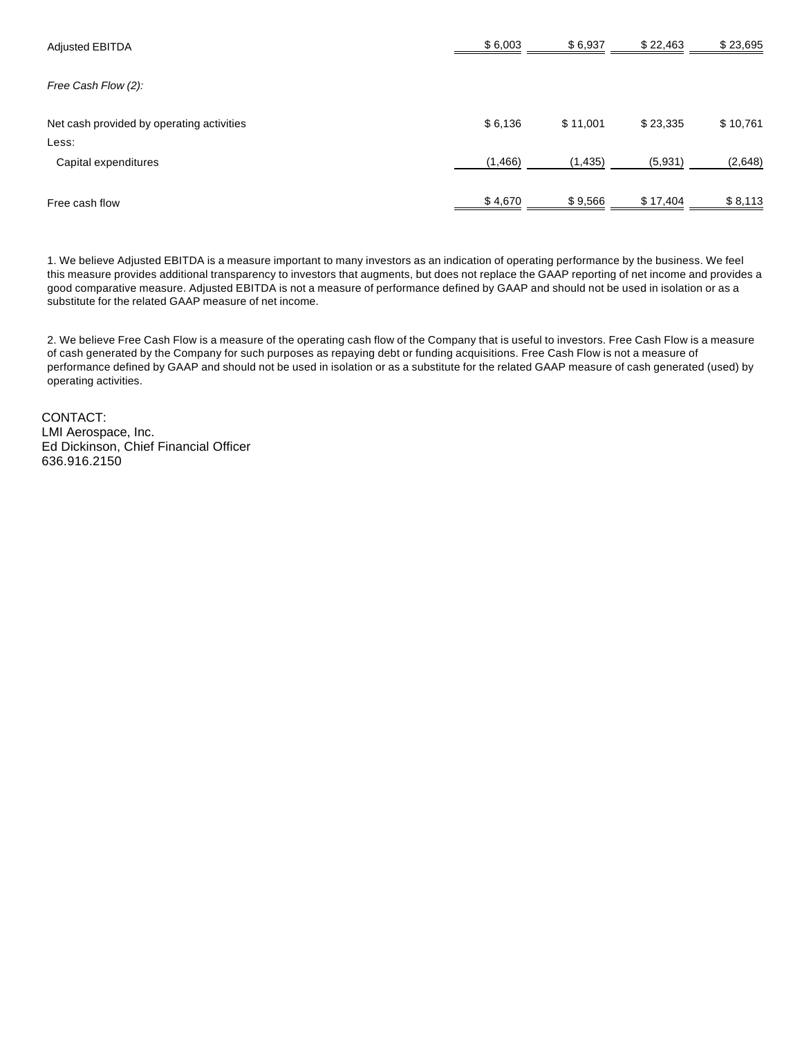| | | | | |
|---|---|---|---|---|
| Adjusted EBITDA | $ 6,003 | $ 6,937 | $ 22,463 | $ 23,695 |
| *Free Cash Flow (2):* | | | | |
| Net cash provided by operating activities | $ 6,136 | $ 11,001 | $ 23,335 | $ 10,761 |
| Less: | | | | |
| Capital expenditures | (1,466) | (1,435) | (5,931) | (2,648) |
| Free cash flow | $ 4,670 | $ 9,566 | $ 17,404 | $ 8,113 |

1. We believe Adjusted EBITDA is a measure important to many investors as an indication of operating performance by the business. We feel this measure provides additional transparency to investors that augments, but does not replace the GAAP reporting of net income and provides a good comparative measure. Adjusted EBITDA is not a measure of performance defined by GAAP and should not be used in isolation or as a substitute for the related GAAP measure of net income.

2. We believe Free Cash Flow is a measure of the operating cash flow of the Company that is useful to investors. Free Cash Flow is a measure of cash generated by the Company for such purposes as repaying debt or funding acquisitions. Free Cash Flow is not a measure of performance defined by GAAP and should not be used in isolation or as a substitute for the related GAAP measure of cash generated (used) by operating activities.

CONTACT:
LMI Aerospace, Inc.
Ed Dickinson, Chief Financial Officer
636.916.2150